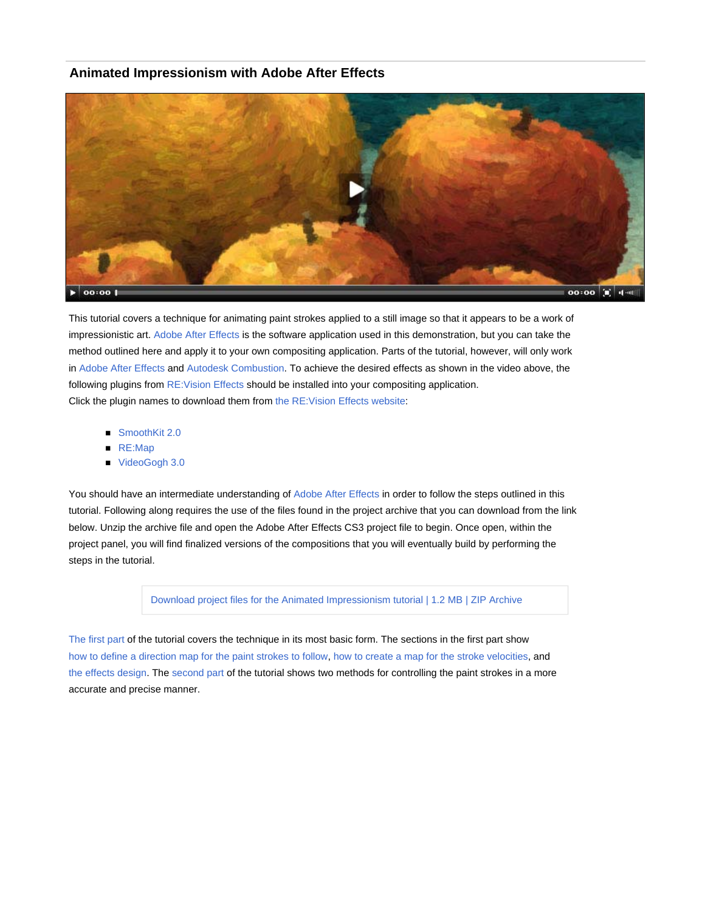## Animated Impressionism with Adobe After Effects

This tutorial covers a technique for animating paint strokes applied to a still image so that it appears to be a work of impressionistic art. Adobe After Effects is the software application used in this demonstration, but you can take the method outlined here and apply it to your own compositing application. Parts of the tutorial, however, will only work in Adobe After Effects and Autodesk Combustion. To achieve the desired effects as shown in the video above, the following plugins from RE:Vision Effects should be installed into your compositing application.
Click the plugin names to download them from the RE:Vision Effects website:

- SmoothKit 2.0
- RE:Map
- VideoGogh 3.0

You should have an intermediate understanding of Adobe After Effects in order to follow the steps outlined in this tutorial. Following along requires the use of the files found in the project archive that you can download from the link below. Unzip the archive file and open the Adobe After Effects CS3 project file to begin. Once open, within the project panel, you will find finalized versions of the compositions that you will eventually build by performing the steps in the tutorial.

Download project files for the Animated Impressionism tutorial | 1.2 MB | ZIP Archive

The first part of the tutorial covers the technique in its most basic form. The sections in the first part show how to define a direction map for the paint strokes to follow, how to create a map for the stroke velocities, and the effects design. The second part of the tutorial shows two methods for controlling the paint strokes in a more accurate and precise manner.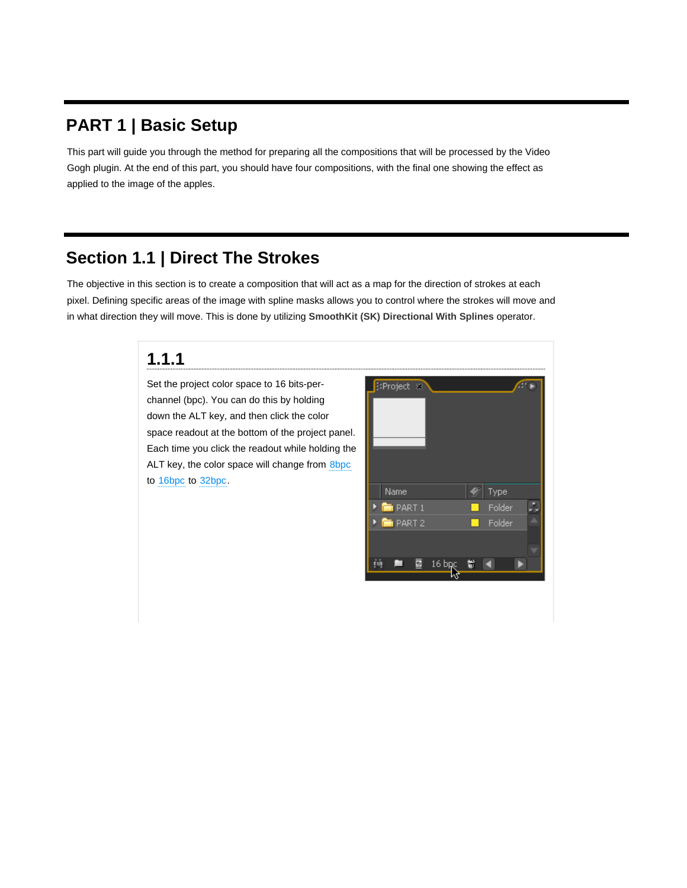# PART 1 | Basic Setup

This part will guide you through the method for preparing all the compositions that will be processed by the Video Gogh plugin. At the end of this part, you should have four compositions, with the final one showing the effect as applied to the image of the apples.

## Section 1.1 | Direct The Strokes

The objective in this section is to create a composition that will act as a map for the direction of strokes at each pixel. Defining specific areas of the image with spline masks allows you to control where the strokes will move and in what direction they will move. This is done by utilizing **SmoothKit (SK) Directional With Splines** operator.

### 1.1.1

Set the project color space to 16 bits-per-channel (bpc). You can do this by holding down the ALT key, and then click the color space readout at the bottom of the project panel. Each time you click the readout while holding the ALT key, the color space will change from 8bpc to 16bpc to 32bpc.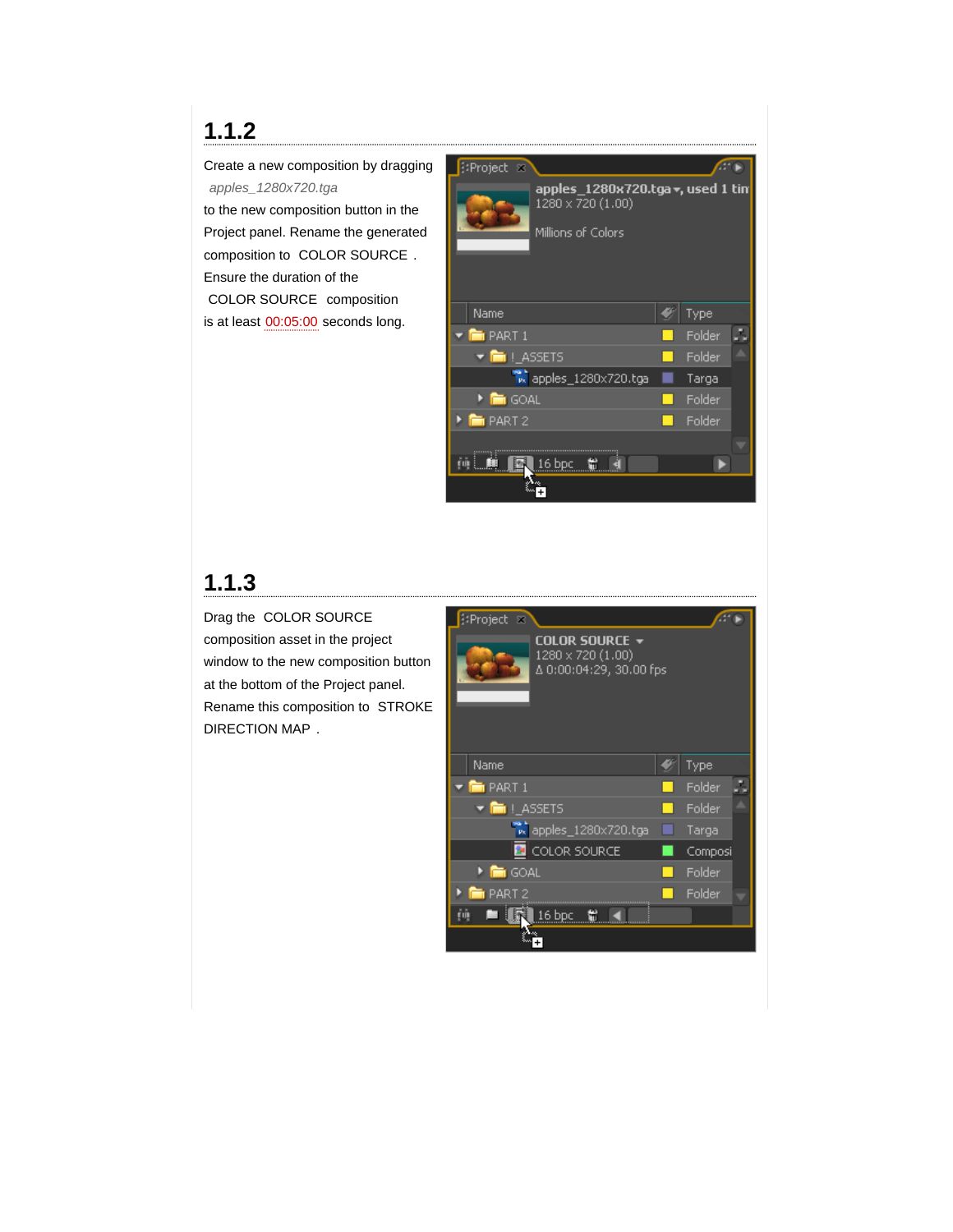## 1.1.2

Create a new composition by dragging *apples_1280x720.tga* to the new composition button in the Project panel. Rename the generated composition to COLOR SOURCE . Ensure the duration of the COLOR SOURCE composition is at least 00:05:00 seconds long.

## 1.1.3

Drag the COLOR SOURCE composition asset in the project window to the new composition button at the bottom of the Project panel. Rename this composition to STROKE DIRECTION MAP .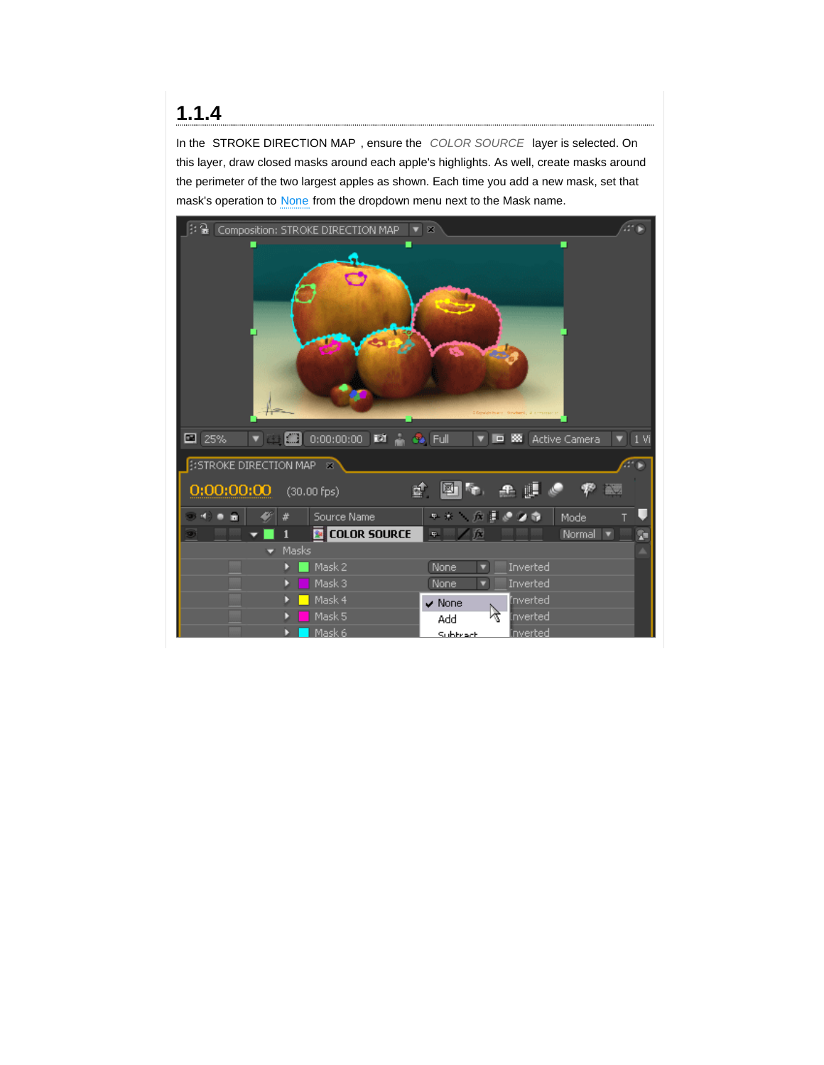## 1.1.4

In the STROKE DIRECTION MAP , ensure the *COLOR SOURCE* layer is selected. On this layer, draw closed masks around each apple's highlights. As well, create masks around the perimeter of the two largest apples as shown. Each time you add a new mask, set that mask's operation to None from the dropdown menu next to the Mask name.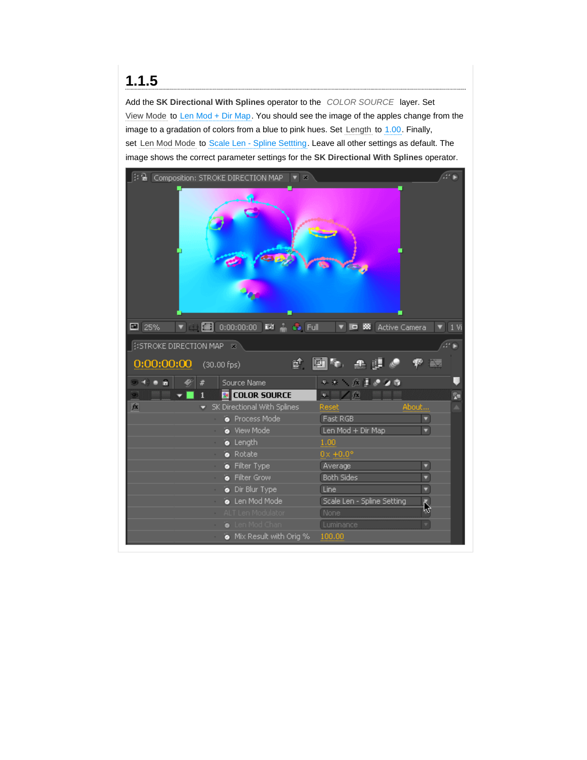## 1.1.5

Add the **SK Directional With Splines** operator to the *COLOR SOURCE* layer. Set View Mode to Len Mod + Dir Map. You should see the image of the apples change from the image to a gradation of colors from a blue to pink hues. Set Length to 1.00. Finally, set Len Mod Mode to Scale Len - Spline Settting. Leave all other settings as default. The image shows the correct parameter settings for the **SK Directional With Splines** operator.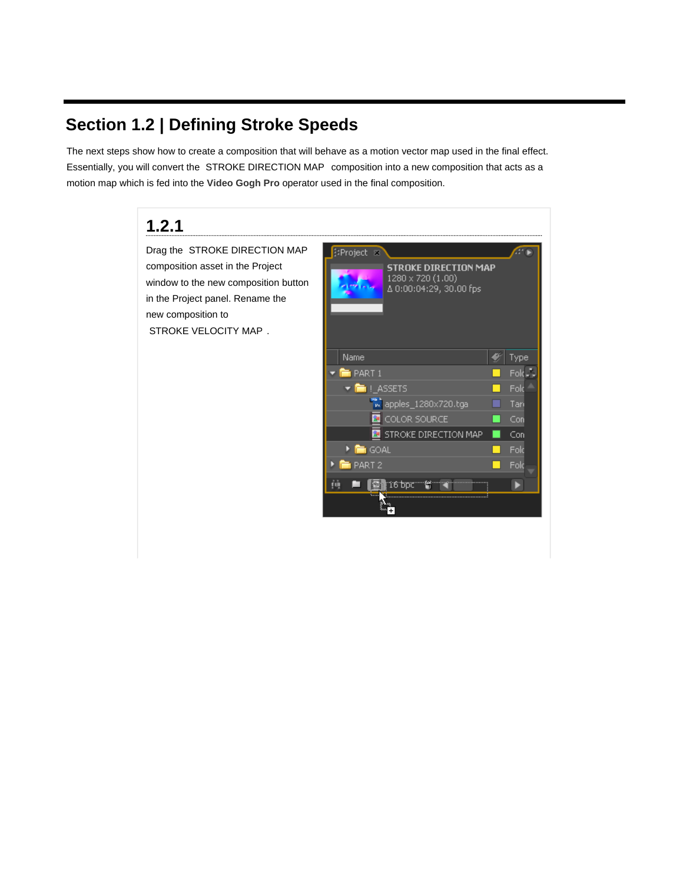## Section 1.2 | Defining Stroke Speeds

The next steps show how to create a composition that will behave as a motion vector map used in the final effect. Essentially, you will convert the STROKE DIRECTION MAP composition into a new composition that acts as a motion map which is fed into the **Video Gogh Pro** operator used in the final composition.

### 1.2.1

Drag the STROKE DIRECTION MAP composition asset in the Project window to the new composition button in the Project panel. Rename the new composition to STROKE VELOCITY MAP .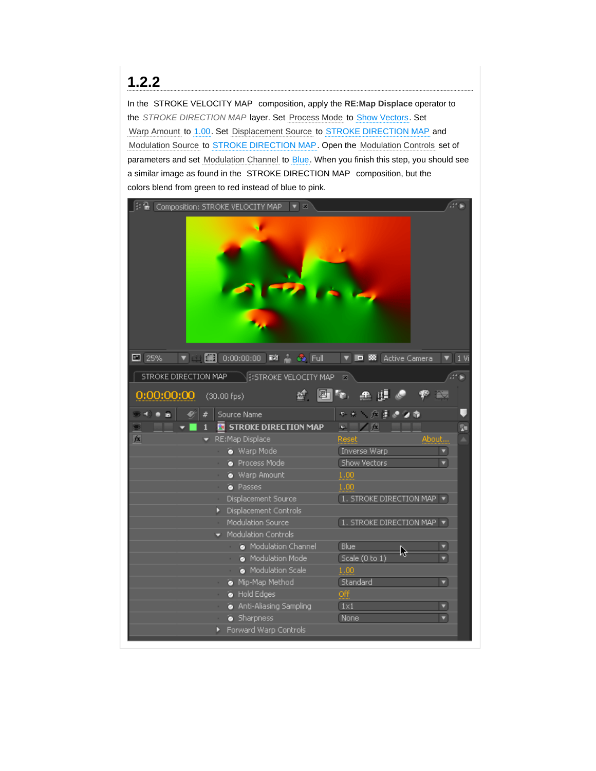## 1.2.2

In the STROKE VELOCITY MAP composition, apply the **RE:Map Displace** operator to the *STROKE DIRECTION MAP* layer. Set Process Mode to Show Vectors. Set Warp Amount to 1.00. Set Displacement Source to STROKE DIRECTION MAP and Modulation Source to STROKE DIRECTION MAP. Open the Modulation Controls set of parameters and set Modulation Channel to Blue. When you finish this step, you should see a similar image as found in the STROKE DIRECTION MAP composition, but the colors blend from green to red instead of blue to pink.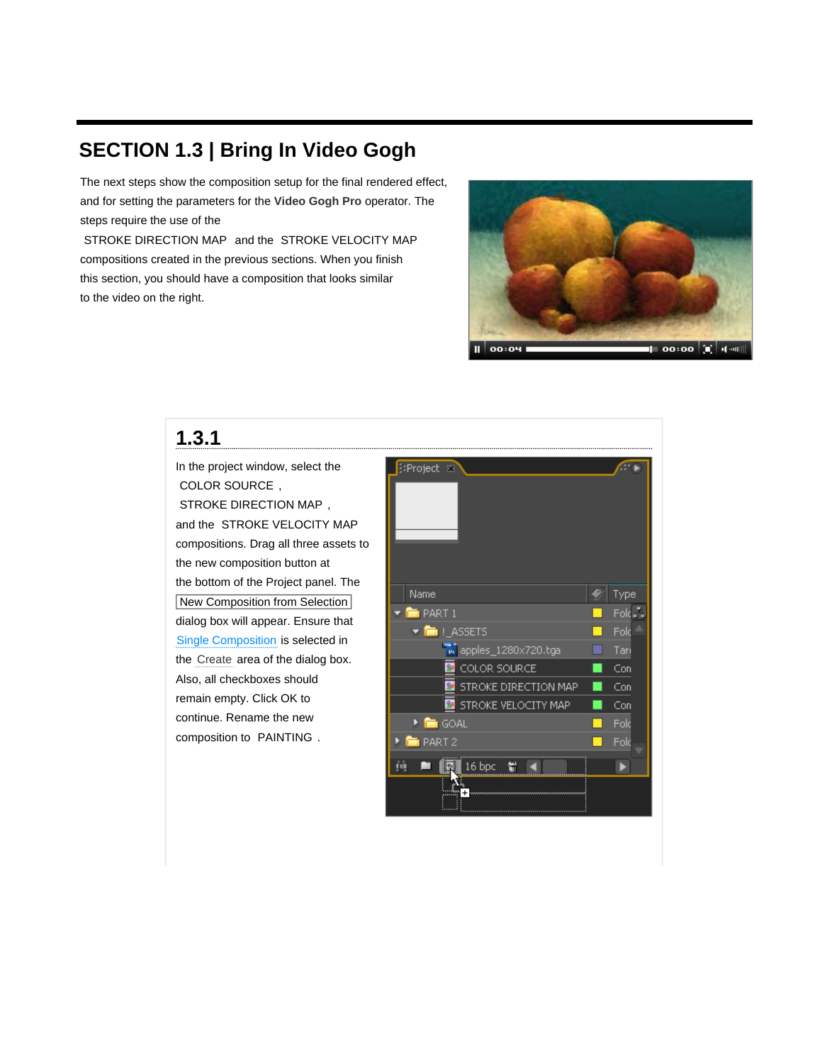# SECTION 1.3 | Bring In Video Gogh

The next steps show the composition setup for the final rendered effect, and for setting the parameters for the **Video Gogh Pro** operator. The steps require the use of the STROKE DIRECTION MAP and the STROKE VELOCITY MAP compositions created in the previous sections. When you finish this section, you should have a composition that looks similar to the video on the right.

## 1.3.1

In the project window, select the COLOR SOURCE, STROKE DIRECTION MAP, and the STROKE VELOCITY MAP compositions. Drag all three assets to the new composition button at the bottom of the Project panel. The New Composition from Selection dialog box will appear. Ensure that Single Composition is selected in the Create area of the dialog box. Also, all checkboxes should remain empty. Click OK to continue. Rename the new composition to PAINTING.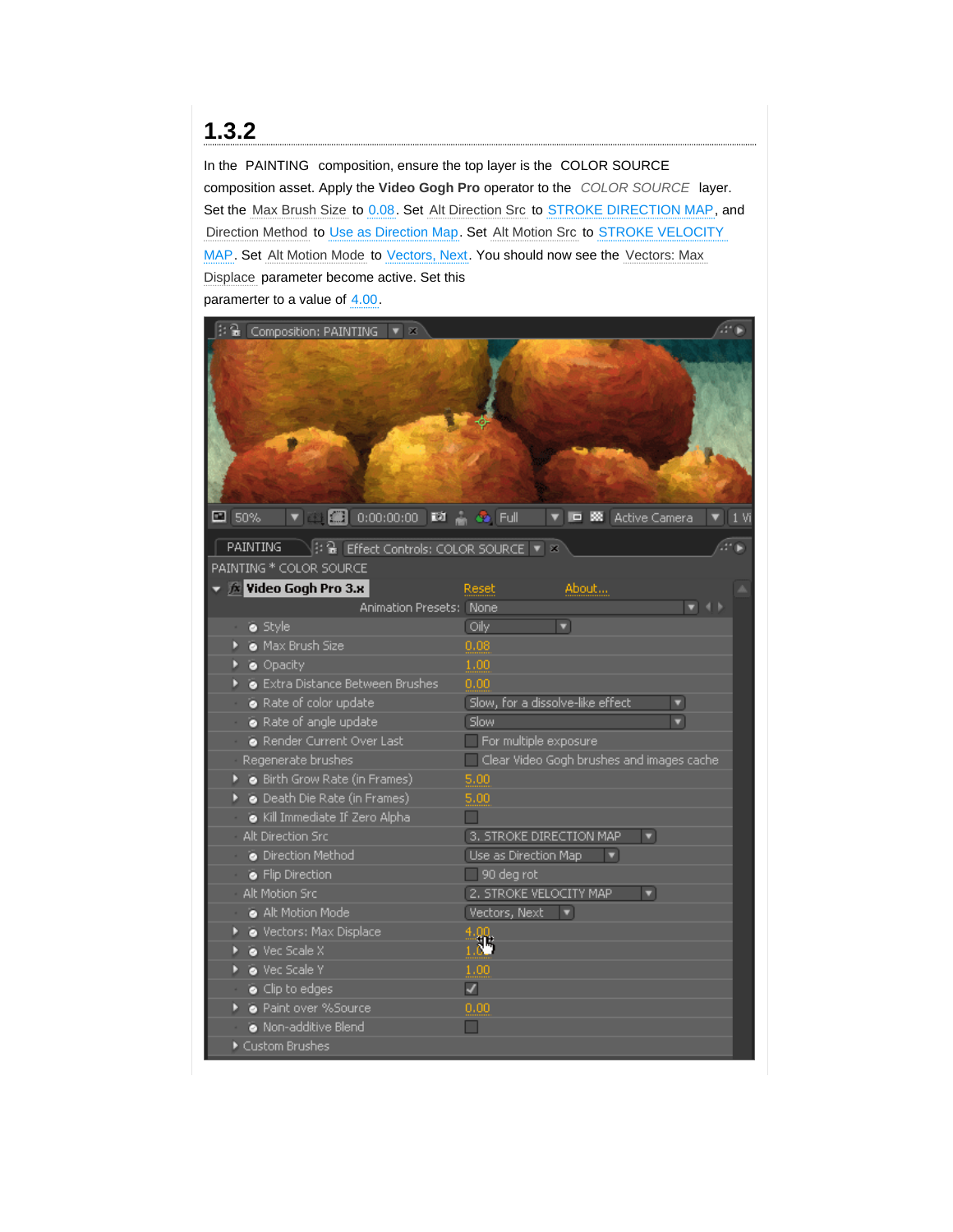## 1.3.2

In the PAINTING composition, ensure the top layer is the COLOR SOURCE composition asset. Apply the **Video Gogh Pro** operator to the *COLOR SOURCE* layer. Set the Max Brush Size to 0.08. Set Alt Direction Src to STROKE DIRECTION MAP, and Direction Method to Use as Direction Map. Set Alt Motion Src to STROKE VELOCITY MAP. Set Alt Motion Mode to Vectors, Next. You should now see the Vectors: Max Displace parameter become active. Set this paramerter to a value of 4.00.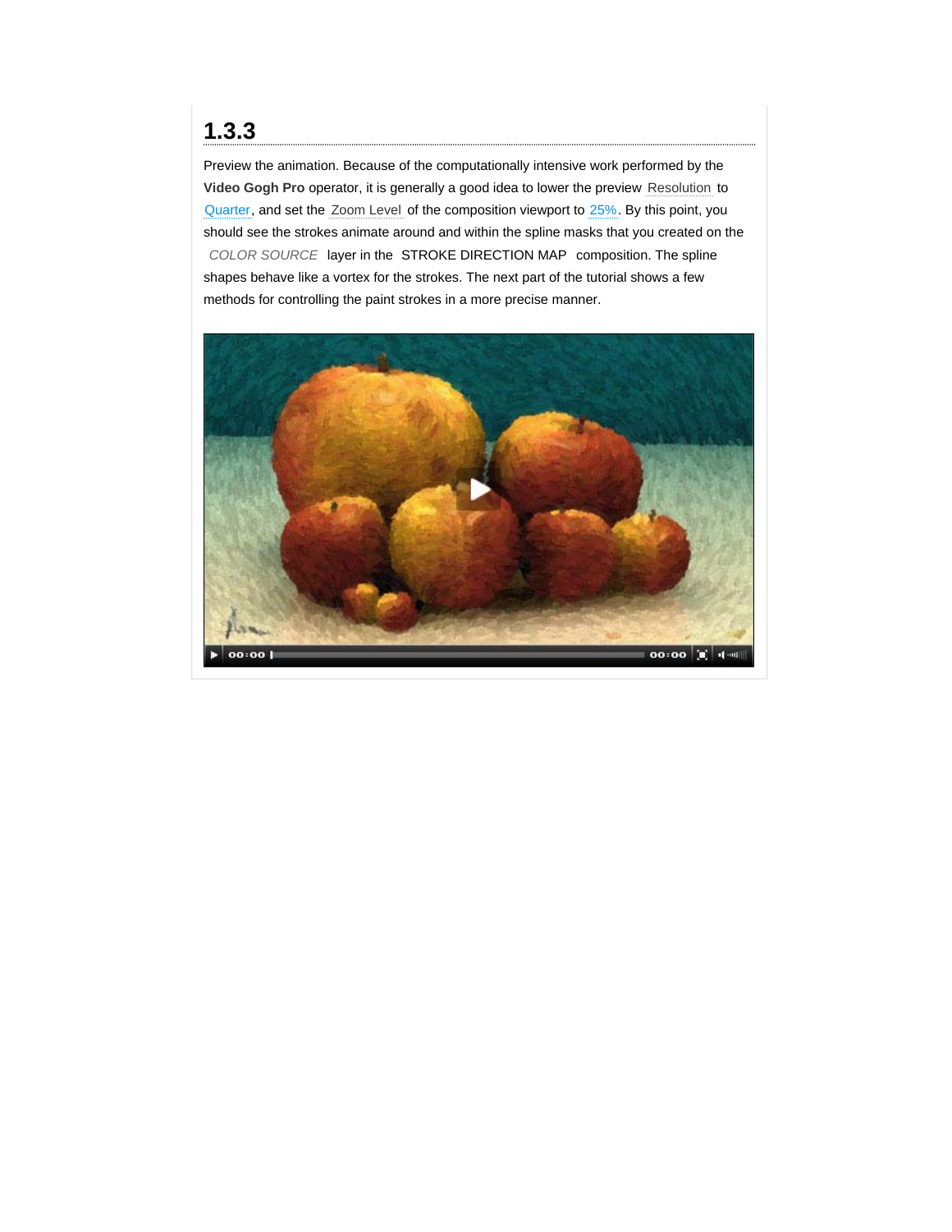### 1.3.3

Preview the animation. Because of the computationally intensive work performed by the **Video Gogh Pro** operator, it is generally a good idea to lower the preview Resolution to Quarter, and set the Zoom Level of the composition viewport to 25%. By this point, you should see the strokes animate around and within the spline masks that you created on the *COLOR SOURCE* layer in the STROKE DIRECTION MAP composition. The spline shapes behave like a vortex for the strokes. The next part of the tutorial shows a few methods for controlling the paint strokes in a more precise manner.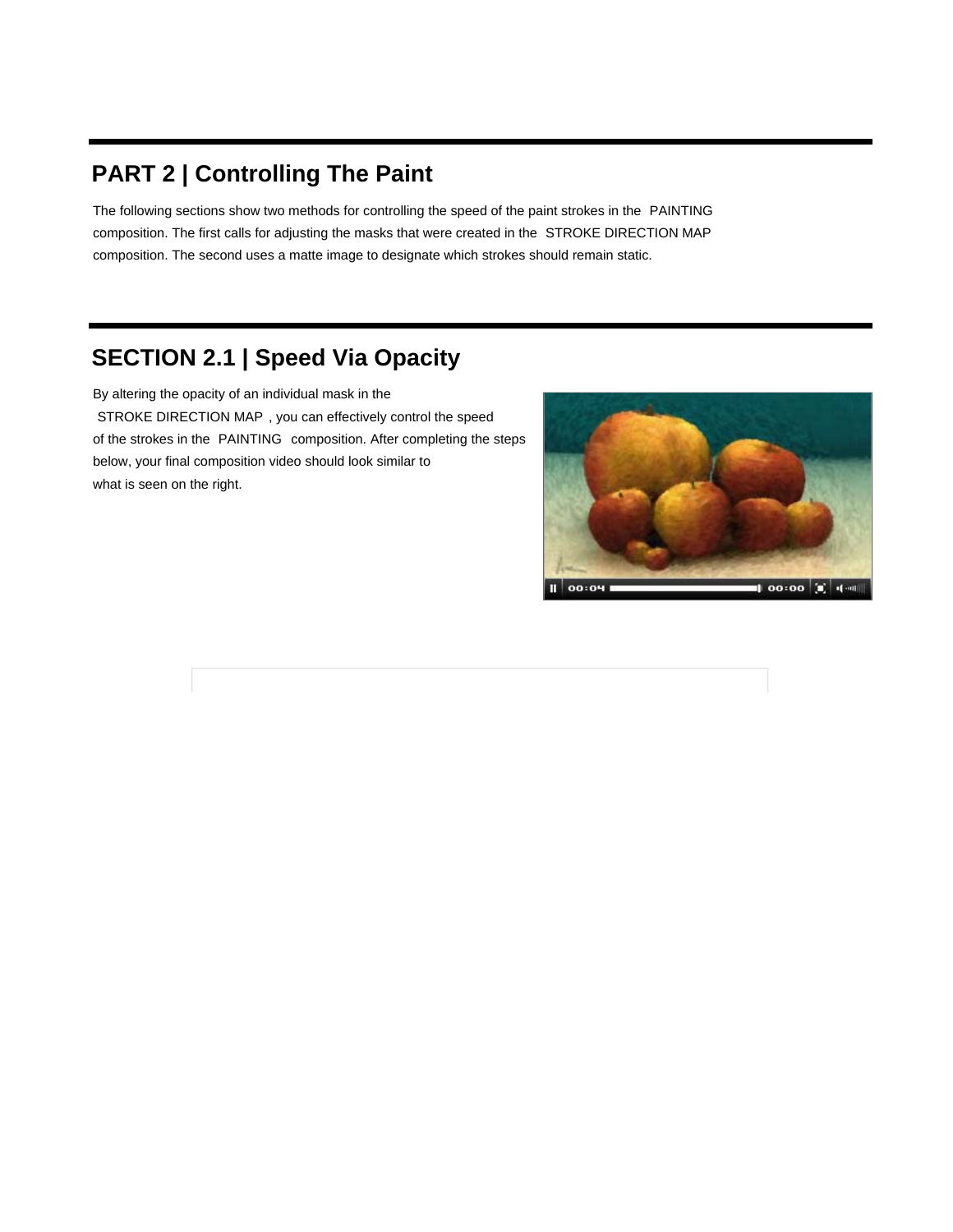## PART 2 | Controlling The Paint

The following sections show two methods for controlling the speed of the paint strokes in the PAINTING composition. The first calls for adjusting the masks that were created in the STROKE DIRECTION MAP composition. The second uses a matte image to designate which strokes should remain static.

## SECTION 2.1 | Speed Via Opacity

By altering the opacity of an individual mask in the STROKE DIRECTION MAP , you can effectively control the speed of the strokes in the PAINTING composition. After completing the steps below, your final composition video should look similar to what is seen on the right.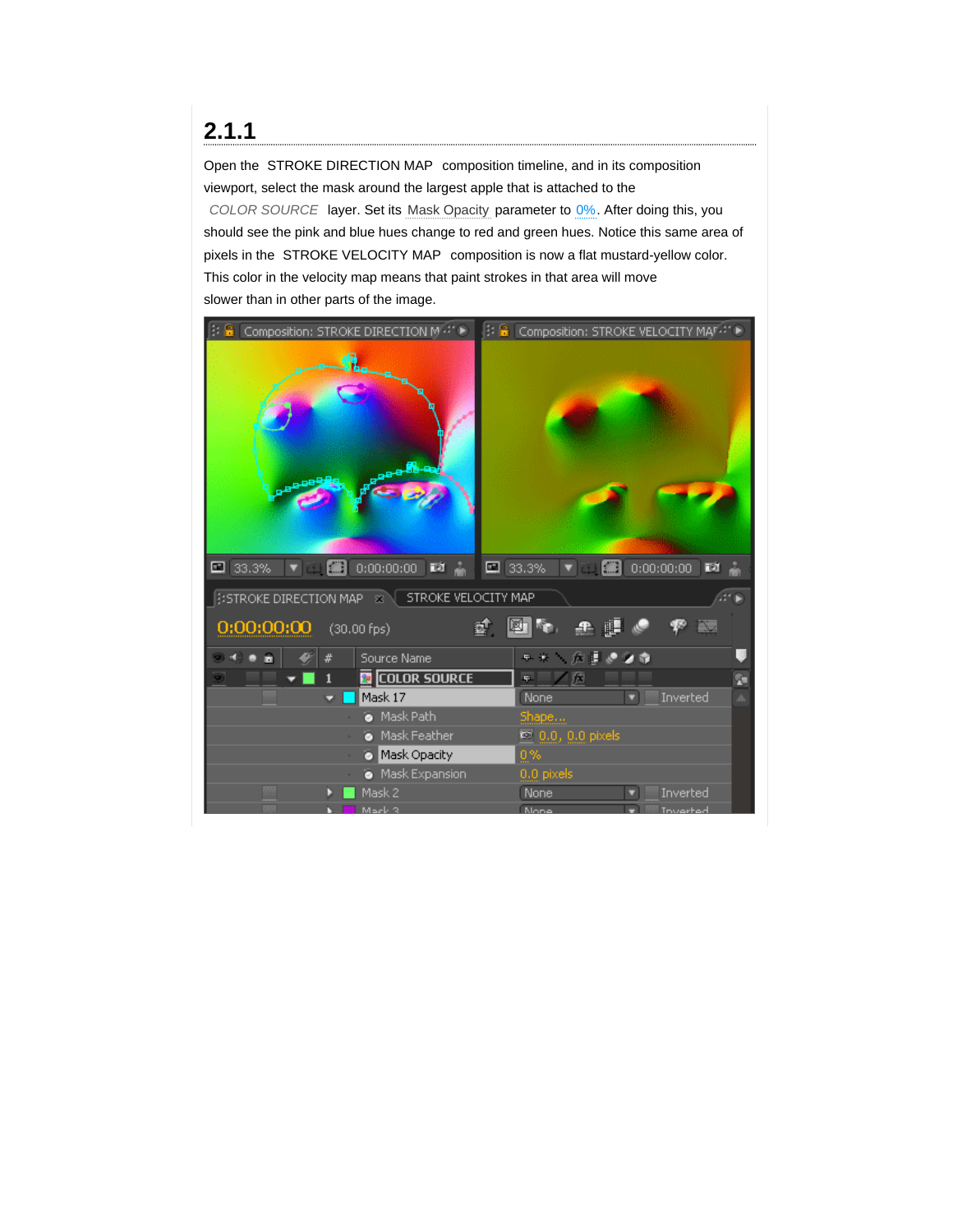## 2.1.1

Open the STROKE DIRECTION MAP composition timeline, and in its composition viewport, select the mask around the largest apple that is attached to the COLOR SOURCE layer. Set its Mask Opacity parameter to 0%. After doing this, you should see the pink and blue hues change to red and green hues. Notice this same area of pixels in the STROKE VELOCITY MAP composition is now a flat mustard-yellow color. This color in the velocity map means that paint strokes in that area will move slower than in other parts of the image.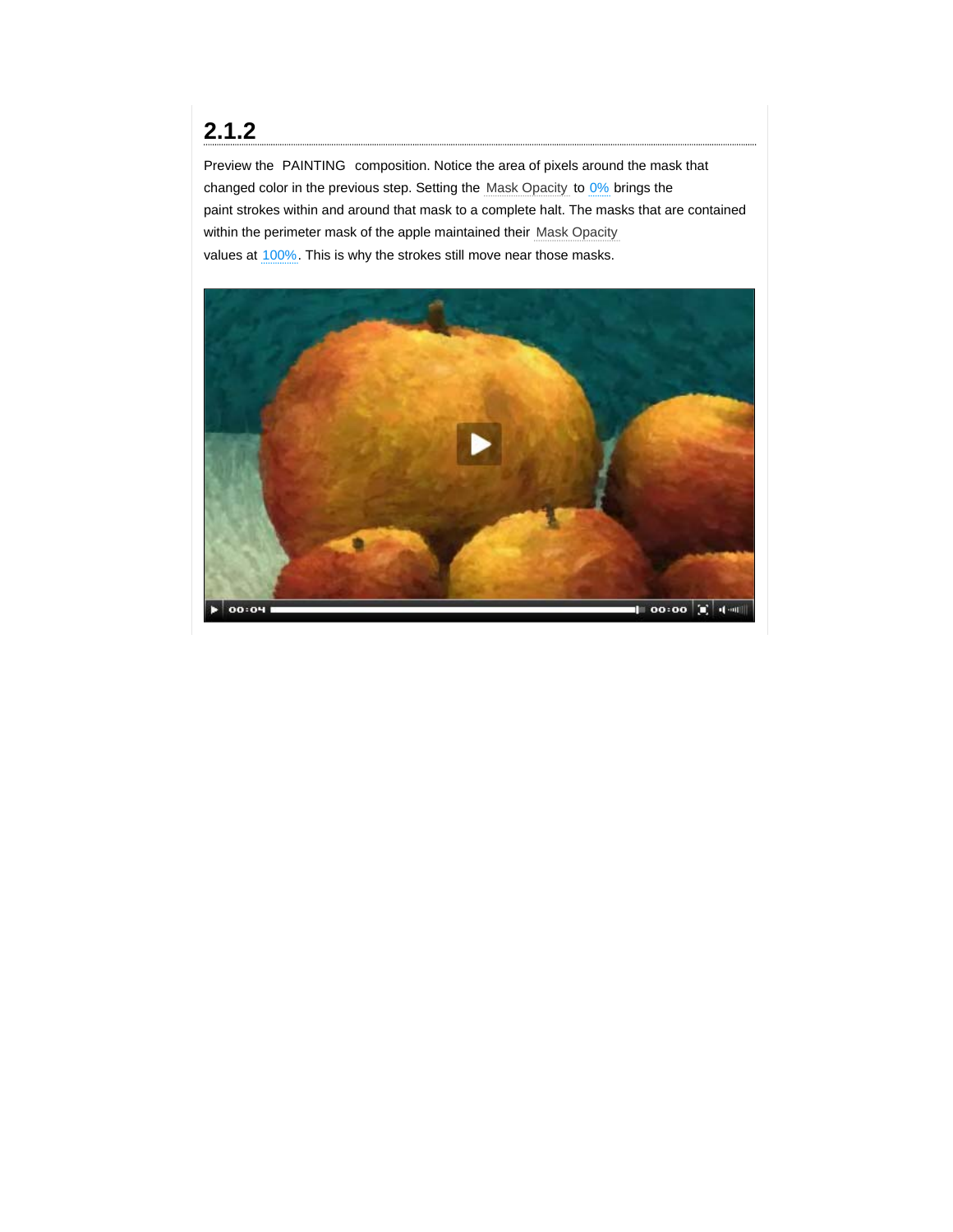## 2.1.2

Preview the PAINTING composition. Notice the area of pixels around the mask that changed color in the previous step. Setting the Mask Opacity to 0% brings the paint strokes within and around that mask to a complete halt. The masks that are contained within the perimeter mask of the apple maintained their Mask Opacity values at 100%. This is why the strokes still move near those masks.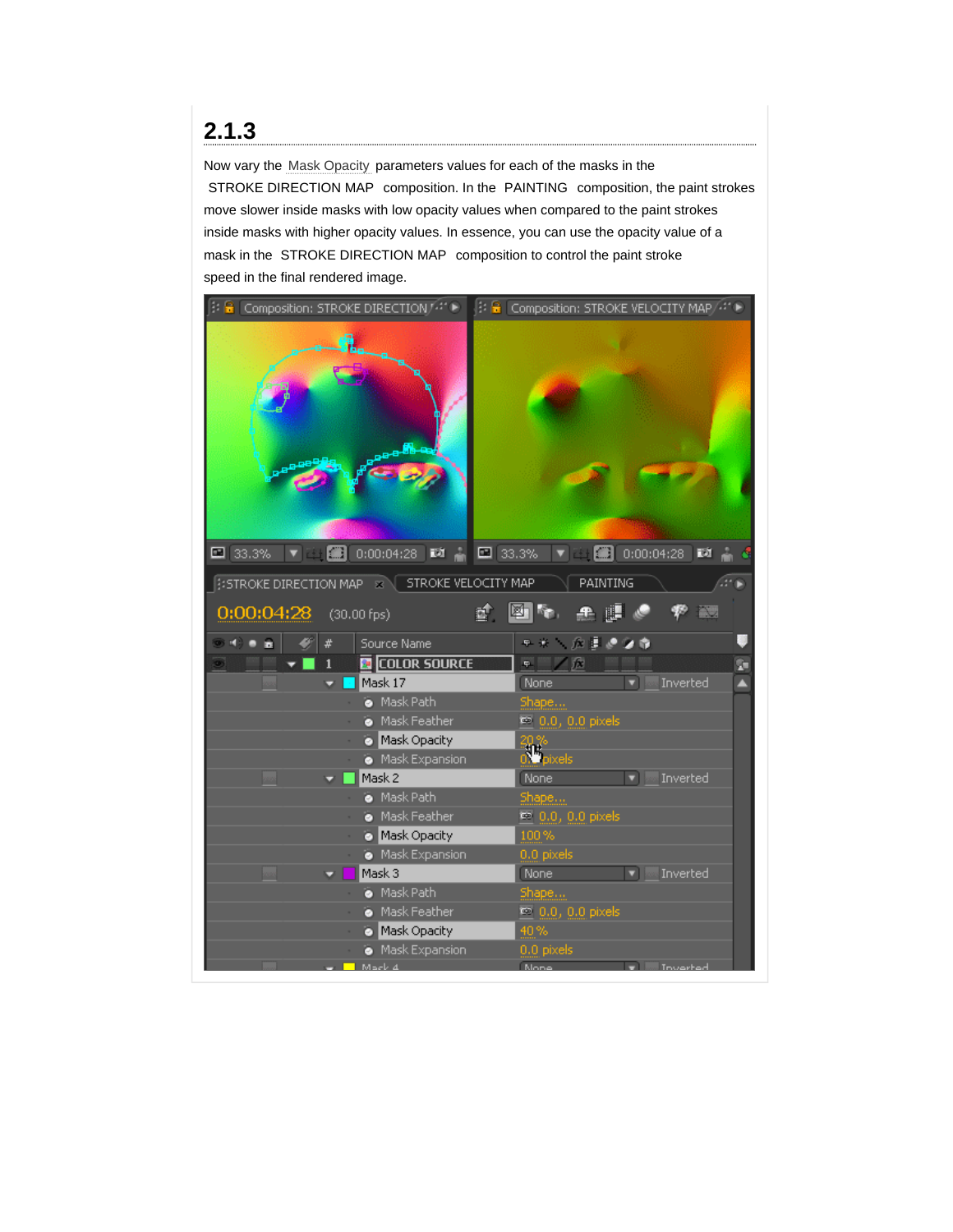## 2.1.3

Now vary the Mask Opacity parameters values for each of the masks in the STROKE DIRECTION MAP composition. In the PAINTING composition, the paint strokes move slower inside masks with low opacity values when compared to the paint strokes inside masks with higher opacity values. In essence, you can use the opacity value of a mask in the STROKE DIRECTION MAP composition to control the paint stroke speed in the final rendered image.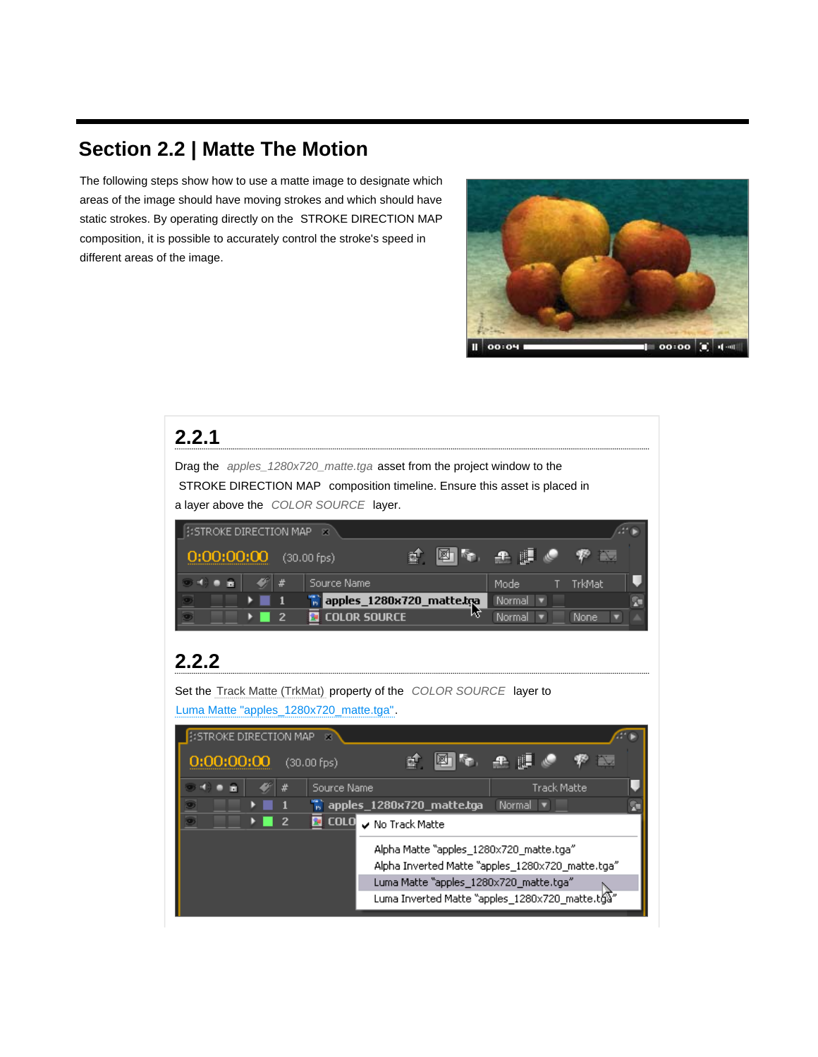## Section 2.2 | Matte The Motion

The following steps show how to use a matte image to designate which areas of the image should have moving strokes and which should have static strokes. By operating directly on the STROKE DIRECTION MAP composition, it is possible to accurately control the stroke's speed in different areas of the image.

### 2.2.1

Drag the *apples_1280x720_matte.tga* asset from the project window to the STROKE DIRECTION MAP composition timeline. Ensure this asset is placed in a layer above the *COLOR SOURCE* layer.

### 2.2.2

Set the Track Matte (TrkMat) property of the *COLOR SOURCE* layer to Luma Matte "apples_1280x720_matte.tga".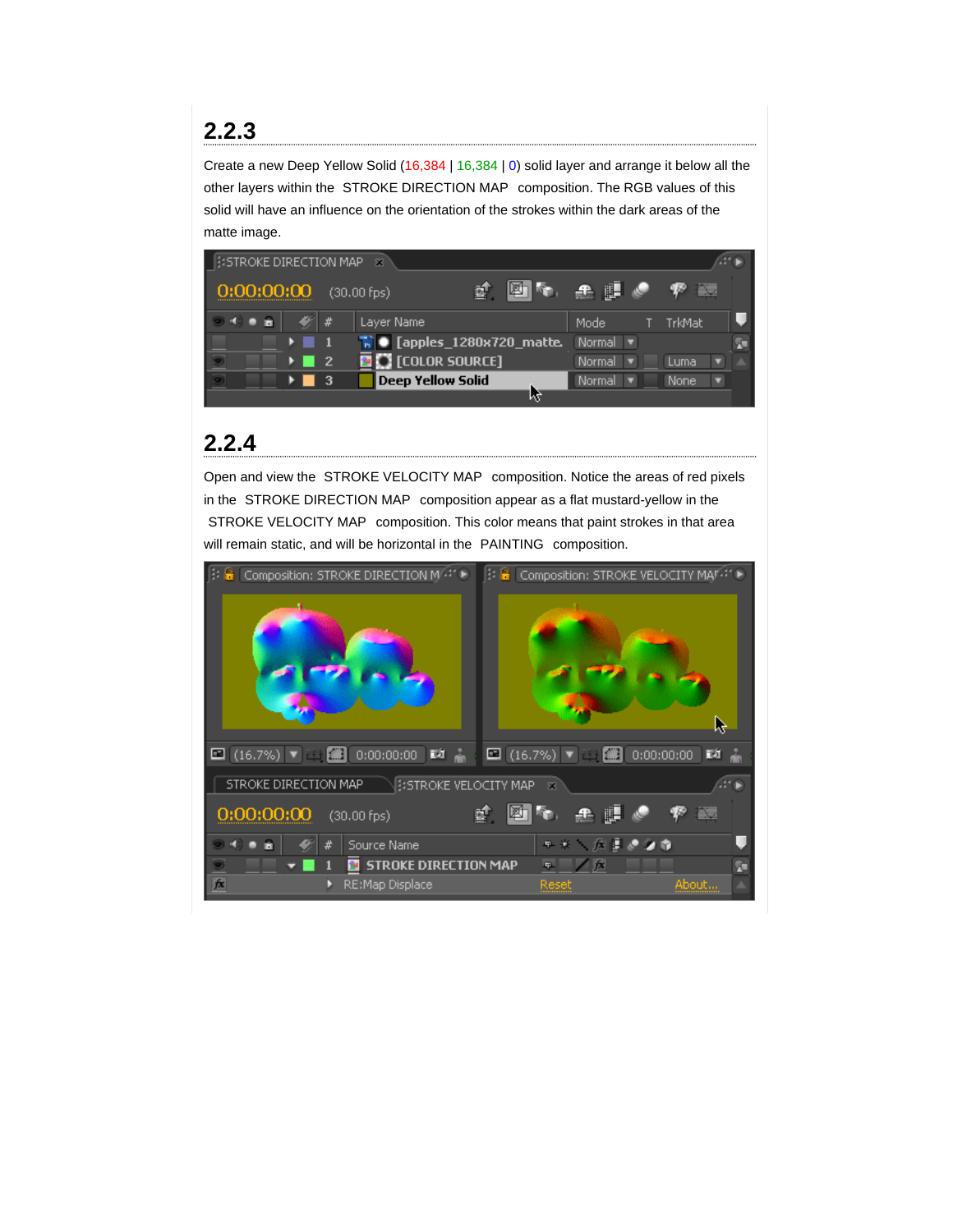## 2.2.3

Create a new Deep Yellow Solid (16,384 | 16,384 | 0) solid layer and arrange it below all the other layers within the STROKE DIRECTION MAP composition. The RGB values of this solid will have an influence on the orientation of the strokes within the dark areas of the matte image.

## 2.2.4

Open and view the STROKE VELOCITY MAP composition. Notice the areas of red pixels in the STROKE DIRECTION MAP composition appear as a flat mustard-yellow in the STROKE VELOCITY MAP composition. This color means that paint strokes in that area will remain static, and will be horizontal in the PAINTING composition.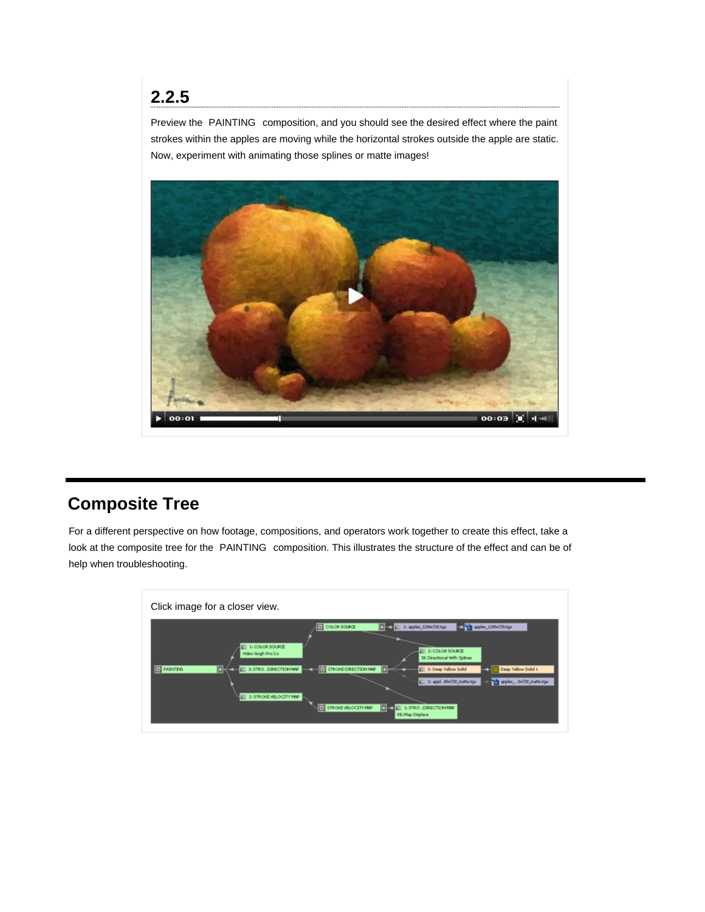## 2.2.5

Preview the PAINTING composition, and you should see the desired effect where the paint strokes within the apples are moving while the horizontal strokes outside the apple are static. Now, experiment with animating those splines or matte images!

# Composite Tree

For a different perspective on how footage, compositions, and operators work together to create this effect, take a look at the composite tree for the PAINTING composition. This illustrates the structure of the effect and can be of help when troubleshooting.

Click image for a closer view.